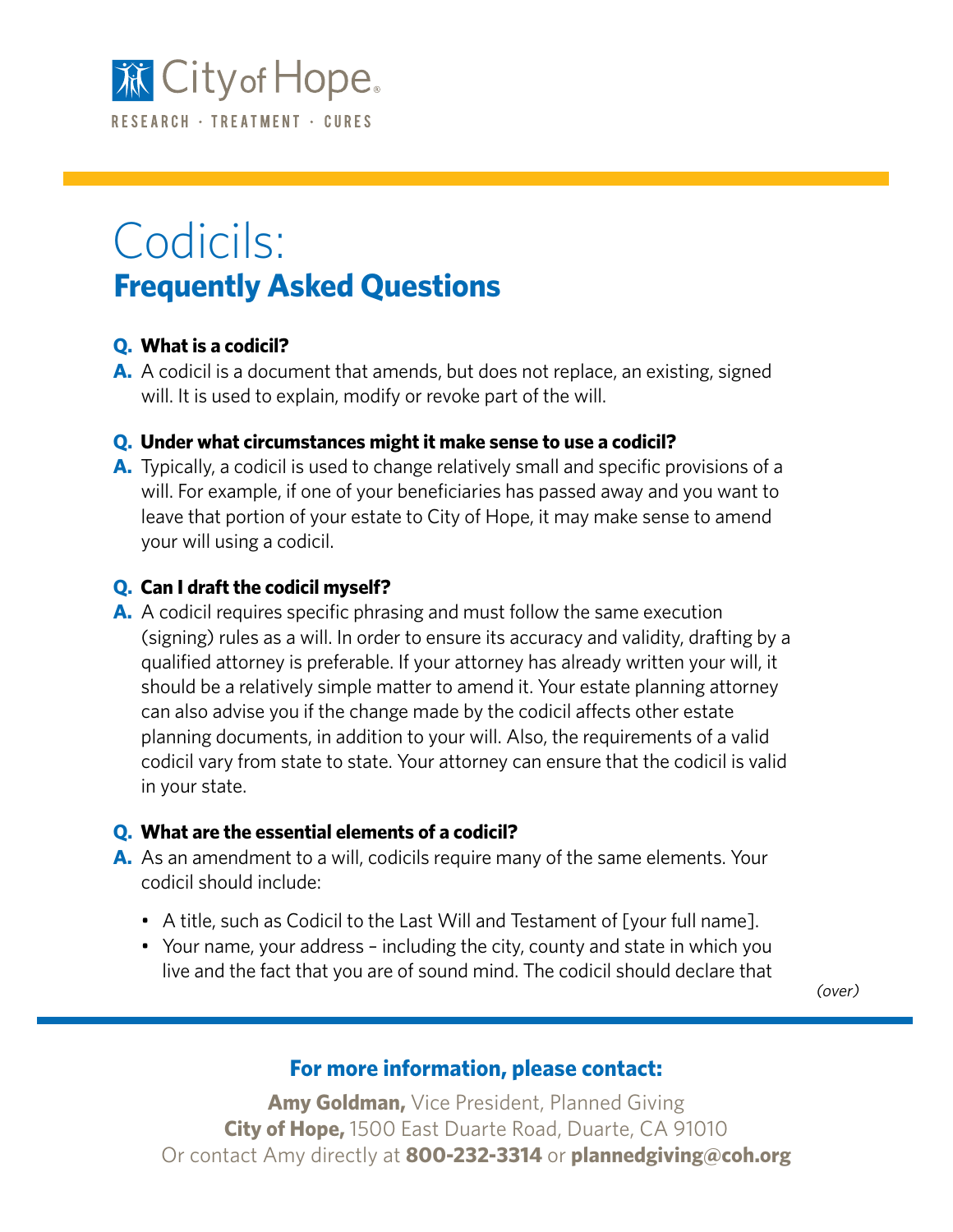City of Hope

RESEARCH · TREATMENT · CURES

# Codicils:
## Frequently Asked Questions

**Q. What is a codicil?**

**A.** A codicil is a document that amends, but does not replace, an existing, signed will. It is used to explain, modify or revoke part of the will.

**Q. Under what circumstances might it make sense to use a codicil?**

**A.** Typically, a codicil is used to change relatively small and specific provisions of a will. For example, if one of your beneficiaries has passed away and you want to leave that portion of your estate to City of Hope, it may make sense to amend your will using a codicil.

**Q. Can I draft the codicil myself?**

**A.** A codicil requires specific phrasing and must follow the same execution (signing) rules as a will. In order to ensure its accuracy and validity, drafting by a qualified attorney is preferable. If your attorney has already written your will, it should be a relatively simple matter to amend it. Your estate planning attorney can also advise you if the change made by the codicil affects other estate planning documents, in addition to your will. Also, the requirements of a valid codicil vary from state to state. Your attorney can ensure that the codicil is valid in your state.

**Q. What are the essential elements of a codicil?**

**A.** As an amendment to a will, codicils require many of the same elements. Your codicil should include:

- A title, such as Codicil to the Last Will and Testament of [your full name].
- Your name, your address – including the city, county and state in which you live and the fact that you are of sound mind. The codicil should declare that

*(over)*

**For more information, please contact:**

**Amy Goldman,** Vice President, Planned Giving
**City of Hope,** 1500 East Duarte Road, Duarte, CA 91010
Or contact Amy directly at **800-232-3314** or **plannedgiving@coh.org**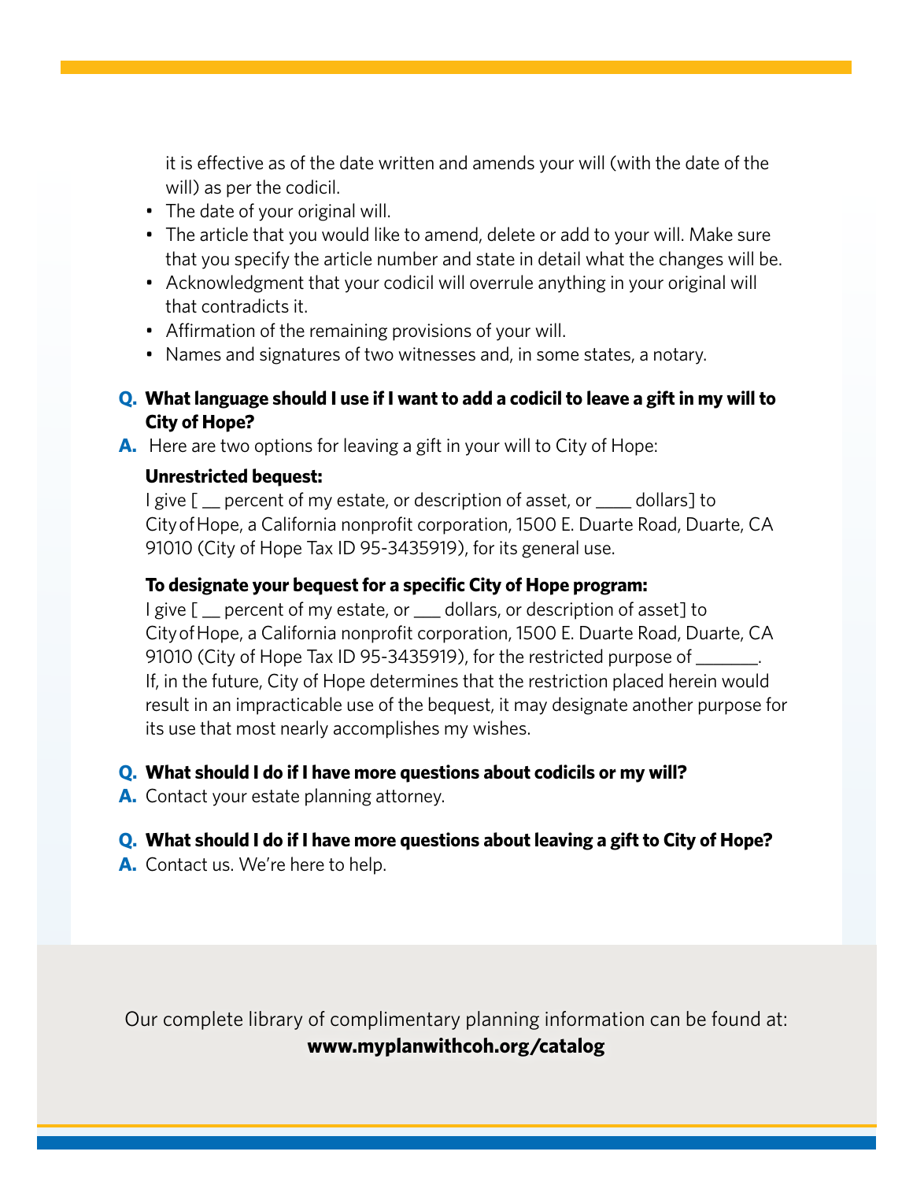it is effective as of the date written and amends your will (with the date of the will) as per the codicil.

- The date of your original will.
- The article that you would like to amend, delete or add to your will. Make sure that you specify the article number and state in detail what the changes will be.
- Acknowledgment that your codicil will overrule anything in your original will that contradicts it.
- Affirmation of the remaining provisions of your will.
- Names and signatures of two witnesses and, in some states, a notary.

**Q. What language should I use if I want to add a codicil to leave a gift in my will to City of Hope?**

**A.** Here are two options for leaving a gift in your will to City of Hope:

**Unrestricted bequest:**

I give [ __ percent of my estate, or description of asset, or ____ dollars] to City of Hope, a California nonprofit corporation, 1500 E. Duarte Road, Duarte, CA 91010 (City of Hope Tax ID 95-3435919), for its general use.

**To designate your bequest for a specific City of Hope program:**

I give [ __ percent of my estate, or ___ dollars, or description of asset] to City of Hope, a California nonprofit corporation, 1500 E. Duarte Road, Duarte, CA 91010 (City of Hope Tax ID 95-3435919), for the restricted purpose of _______. If, in the future, City of Hope determines that the restriction placed herein would result in an impracticable use of the bequest, it may designate another purpose for its use that most nearly accomplishes my wishes.

**Q. What should I do if I have more questions about codicils or my will?**

**A.** Contact your estate planning attorney.

**Q. What should I do if I have more questions about leaving a gift to City of Hope?**

**A.** Contact us. We're here to help.

Our complete library of complimentary planning information can be found at:
**www.myplanwithcoh.org/catalog**